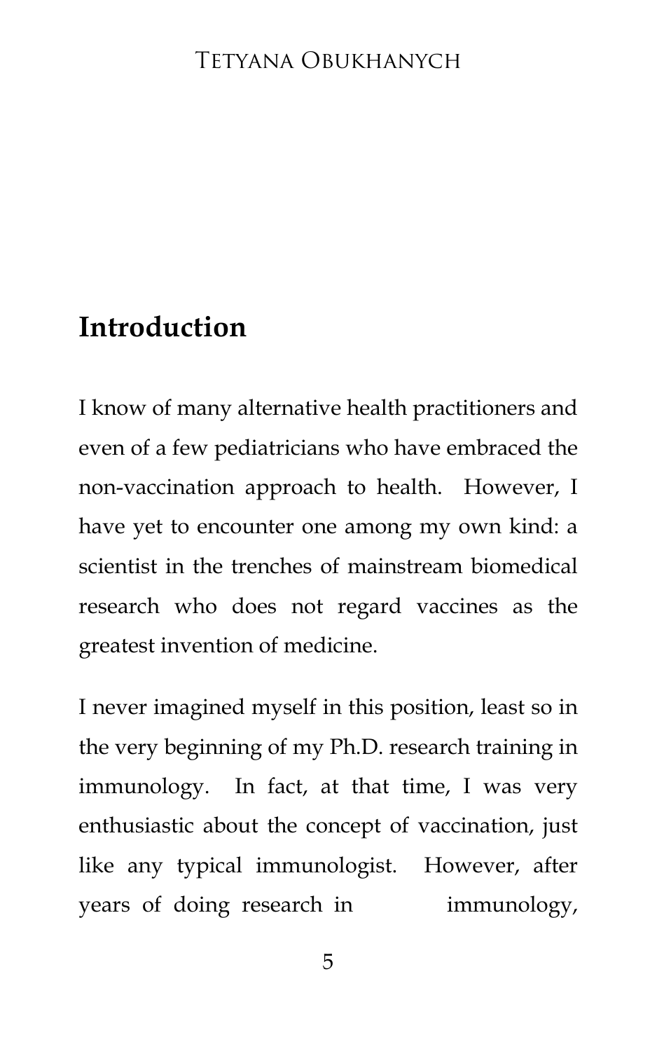# Introduction

I know of many alternative health practitioners and even of a few pediatricians who have embraced the non-vaccination approach to health. However, I have yet to encounter one among my own kind: a scientist in the trenches of mainstream biomedical research who does not regard vaccines as the greatest invention of medicine.

I never imagined myself in this position, least so in the very beginning of my Ph.D. research training in immunology. In fact, at that time, I was very enthusiastic about the concept of vaccination, just like any typical immunologist. However, after years of doing research in immunology,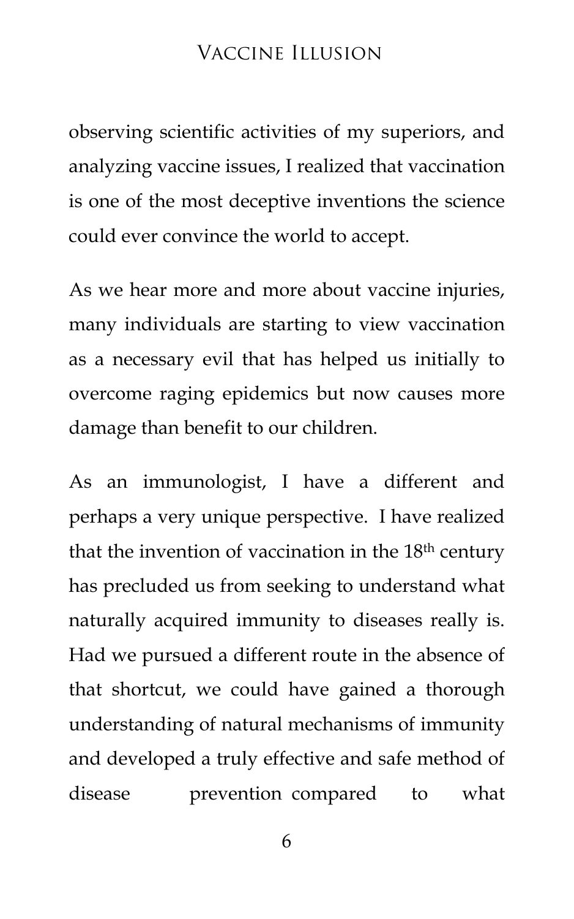observing scientific activities of my superiors, and analyzing vaccine issues, I realized that vaccination is one of the most deceptive inventions the science could ever convince the world to accept.

As we hear more and more about vaccine injuries, many individuals are starting to view vaccination as a necessary evil that has helped us initially to overcome raging epidemics but now causes more damage than benefit to our children.

As an immunologist, I have a different and perhaps a very unique perspective. I have realized that the invention of vaccination in the 18th century has precluded us from seeking to understand what naturally acquired immunity to diseases really is. Had we pursued a different route in the absence of that shortcut, we could have gained a thorough understanding of natural mechanisms of immunity and developed a truly effective and safe method of disease prevention compared to what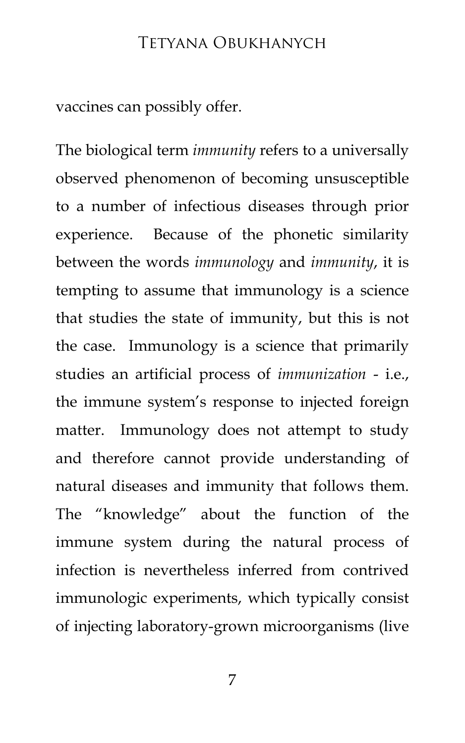vaccines can possibly offer.

The biological term *immunity* refers to a universally observed phenomenon of becoming unsusceptible to a number of infectious diseases through prior experience. Because of the phonetic similarity between the words *immunology* and *immunity*, it is tempting to assume that immunology is a science that studies the state of immunity, but this is not the case. Immunology is a science that primarily studies an artificial process of *immunization* - i.e., the immune system's response to injected foreign matter. Immunology does not attempt to study and therefore cannot provide understanding of natural diseases and immunity that follows them. The "knowledge" about the function of the immune system during the natural process of infection is nevertheless inferred from contrived immunologic experiments, which typically consist of injecting laboratory-grown microorganisms (live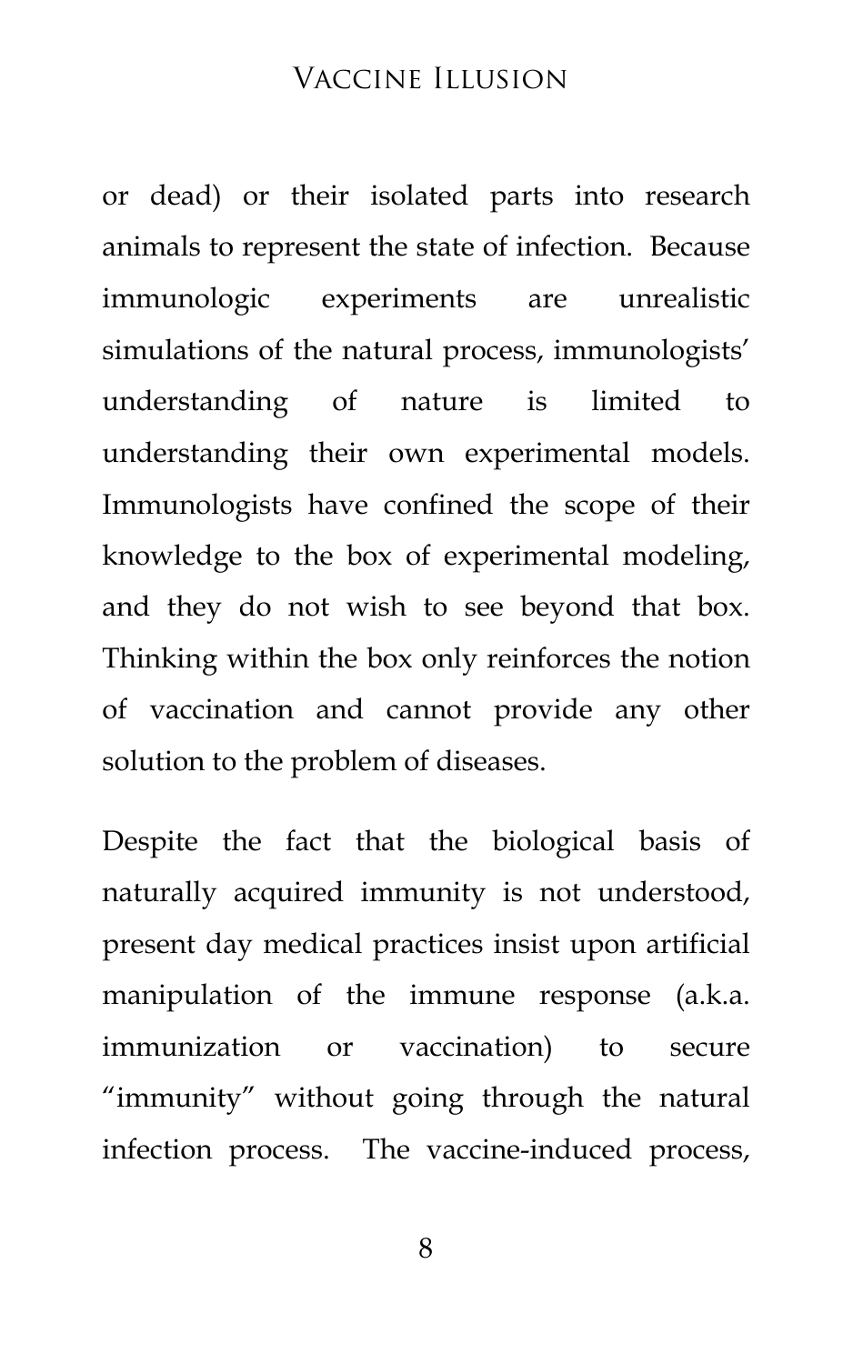or dead) or their isolated parts into research animals to represent the state of infection. Because immunologic experiments are unrealistic simulations of the natural process, immunologists' understanding of nature is limited to understanding their own experimental models. Immunologists have confined the scope of their knowledge to the box of experimental modeling, and they do not wish to see beyond that box. Thinking within the box only reinforces the notion of vaccination and cannot provide any other solution to the problem of diseases.

Despite the fact that the biological basis of naturally acquired immunity is not understood, present day medical practices insist upon artificial manipulation of the immune response (a.k.a. immunization or vaccination) to secure "immunity" without going through the natural infection process. The vaccine-induced process,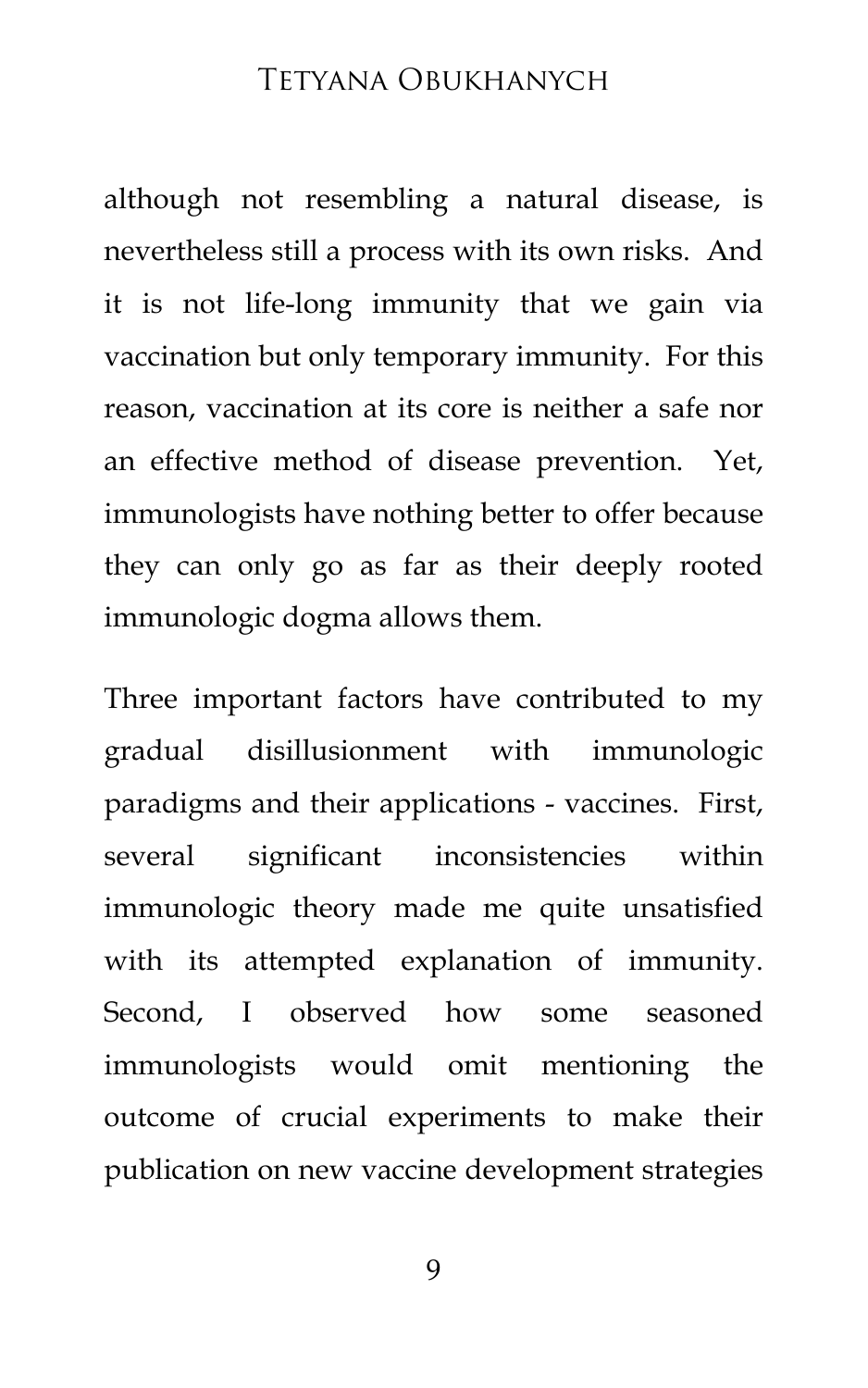although not resembling a natural disease, is nevertheless still a process with its own risks. And it is not life-long immunity that we gain via vaccination but only temporary immunity. For this reason, vaccination at its core is neither a safe nor an effective method of disease prevention. Yet, immunologists have nothing better to offer because they can only go as far as their deeply rooted immunologic dogma allows them.

Three important factors have contributed to my gradual disillusionment with immunologic paradigms and their applications - vaccines. First, several significant inconsistencies within immunologic theory made me quite unsatisfied with its attempted explanation of immunity. Second, I observed how some seasoned immunologists would omit mentioning the outcome of crucial experiments to make their publication on new vaccine development strategies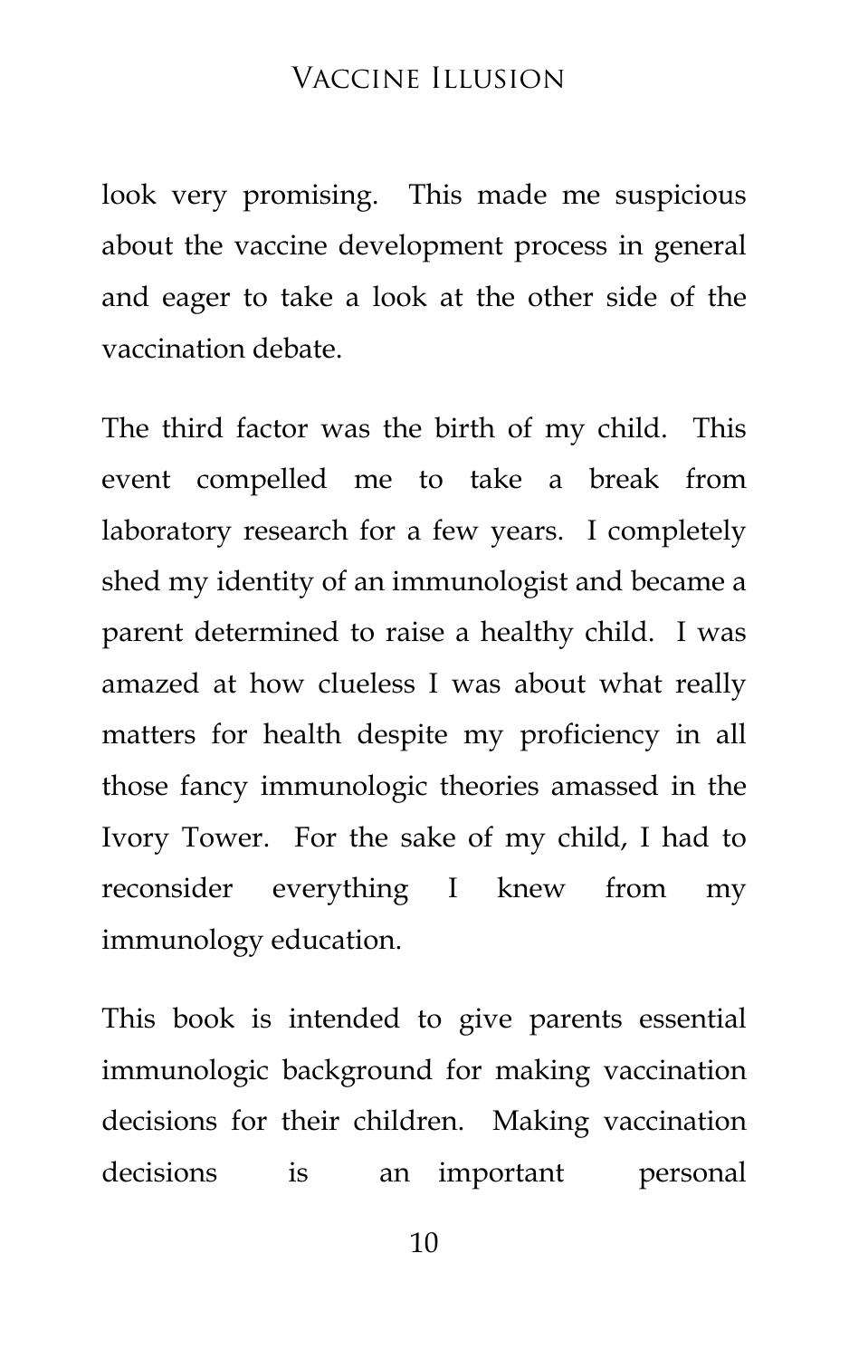look very promising. This made me suspicious about the vaccine development process in general and eager to take a look at the other side of the vaccination debate.

The third factor was the birth of my child. This event compelled me to take a break from laboratory research for a few years. I completely shed my identity of an immunologist and became a parent determined to raise a healthy child. I was amazed at how clueless I was about what really matters for health despite my proficiency in all those fancy immunologic theories amassed in the Ivory Tower. For the sake of my child, I had to reconsider everything I knew from my immunology education.

This book is intended to give parents essential immunologic background for making vaccination decisions for their children. Making vaccination decisions is an important personal